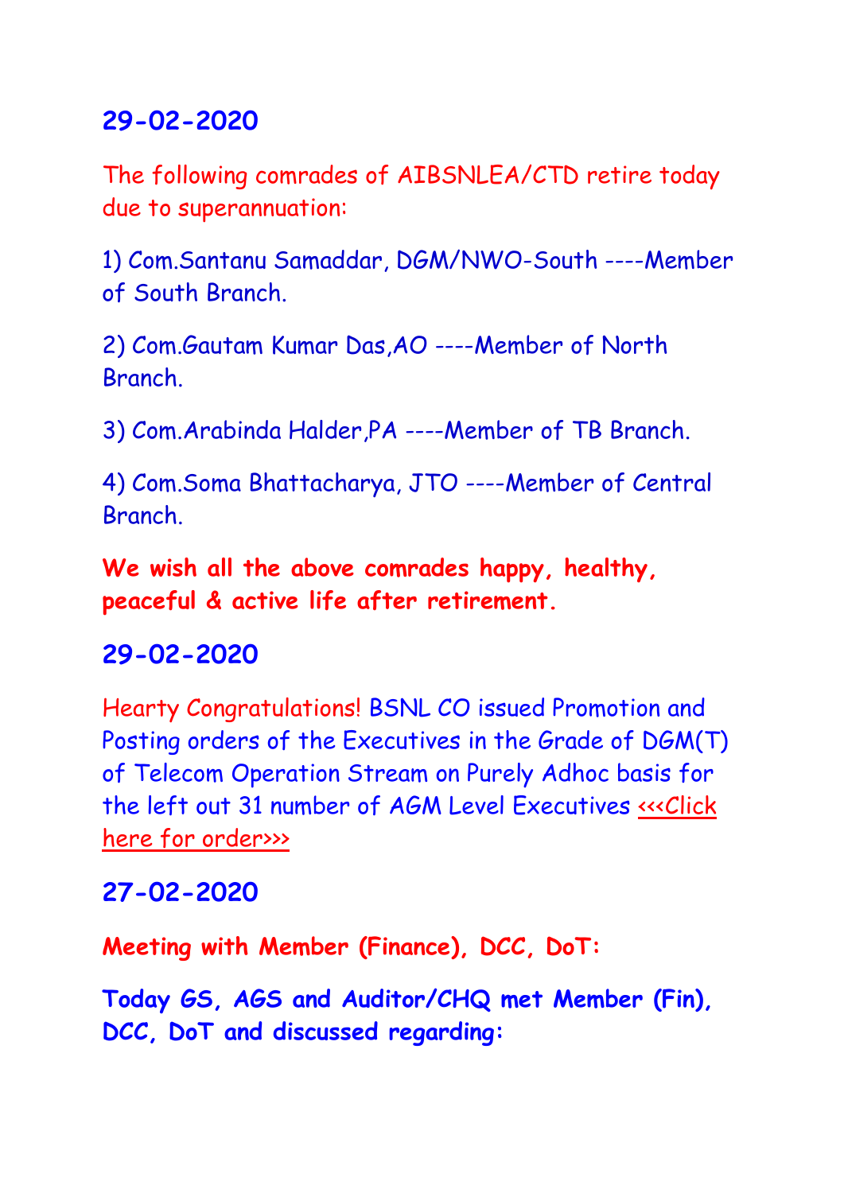## 29-02-2020

The following comrades of AIBSNLEA/CTD retire today due to superannuation:

1) Com.Santanu Samaddar, DGM/NWO-South ----Member of South Branch.

2) Com.Gautam Kumar Das,AO ----Member of North Branch.

3) Com.Arabinda Halder,PA ----Member of TB Branch.

4) Com.Soma Bhattacharya, JTO ----Member of Central Branch.

**We wish all the above comrades happy, healthy, peaceful & active life after retirement.**

## 29-02-2020

Hearty Congratulations! BSNL CO issued Promotion and Posting orders of the Executives in the Grade of DGM(T) of Telecom Operation Stream on Purely Adhoc basis for the left out 31 number of AGM Level Executives <<<Click here for order>>>

## 27-02-2020

**Meeting with Member (Finance), DCC, DoT:**

**Today GS, AGS and Auditor/CHQ met Member (Fin), DCC, DoT and discussed regarding:**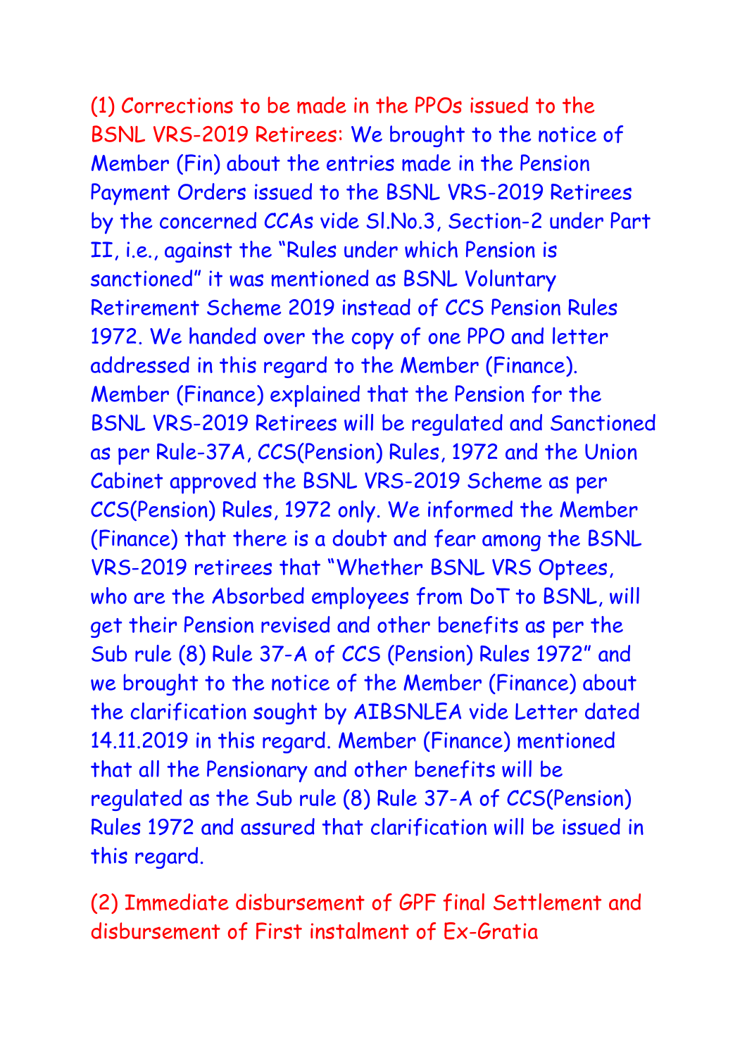(1) Corrections to be made in the PPOs issued to the BSNL VRS-2019 Retirees: We brought to the notice of Member (Fin) about the entries made in the Pension Payment Orders issued to the BSNL VRS-2019 Retirees by the concerned CCAs vide Sl.No.3, Section-2 under Part II, i.e., against the "Rules under which Pension is sanctioned" it was mentioned as BSNL Voluntary Retirement Scheme 2019 instead of CCS Pension Rules 1972. We handed over the copy of one PPO and letter addressed in this regard to the Member (Finance). Member (Finance) explained that the Pension for the BSNL VRS-2019 Retirees will be regulated and Sanctioned as per Rule-37A, CCS(Pension) Rules, 1972 and the Union Cabinet approved the BSNL VRS-2019 Scheme as per CCS(Pension) Rules, 1972 only. We informed the Member (Finance) that there is a doubt and fear among the BSNL VRS-2019 retirees that "Whether BSNL VRS Optees, who are the Absorbed employees from DoT to BSNL, will get their Pension revised and other benefits as per the Sub rule (8) Rule 37-A of CCS (Pension) Rules 1972" and we brought to the notice of the Member (Finance) about the clarification sought by AIBSNLEA vide Letter dated 14.11.2019 in this regard. Member (Finance) mentioned that all the Pensionary and other benefits will be regulated as the Sub rule (8) Rule 37-A of CCS(Pension) Rules 1972 and assured that clarification will be issued in this regard.

(2) Immediate disbursement of GPF final Settlement and disbursement of First instalment of Ex-Gratia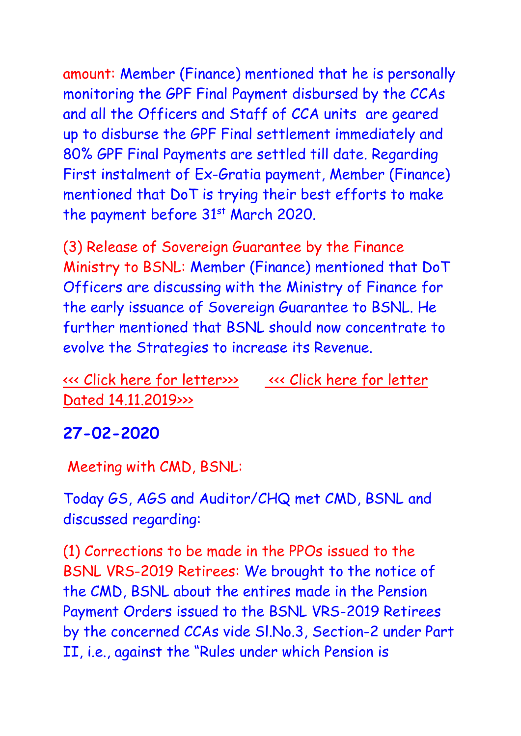amount: Member (Finance) mentioned that he is personally monitoring the GPF Final Payment disbursed by the CCAs and all the Officers and Staff of CCA units are geared up to disburse the GPF Final settlement immediately and 80% GPF Final Payments are settled till date. Regarding First instalment of Ex-Gratia payment, Member (Finance) mentioned that DoT is trying their best efforts to make the payment before 31st March 2020.

(3) Release of Sovereign Guarantee by the Finance Ministry to BSNL: Member (Finance) mentioned that DoT Officers are discussing with the Ministry of Finance for the early issuance of Sovereign Guarantee to BSNL. He further mentioned that BSNL should now concentrate to evolve the Strategies to increase its Revenue.

<<< Click here for letter>>>  <<< Click here for letter Dated 14.11.2019>>>

## 27-02-2020

Meeting with CMD, BSNL:

Today GS, AGS and Auditor/CHQ met CMD, BSNL and discussed regarding:

(1) Corrections to be made in the PPOs issued to the BSNL VRS-2019 Retirees: We brought to the notice of the CMD, BSNL about the entires made in the Pension Payment Orders issued to the BSNL VRS-2019 Retirees by the concerned CCAs vide Sl.No.3, Section-2 under Part II, i.e., against the "Rules under which Pension is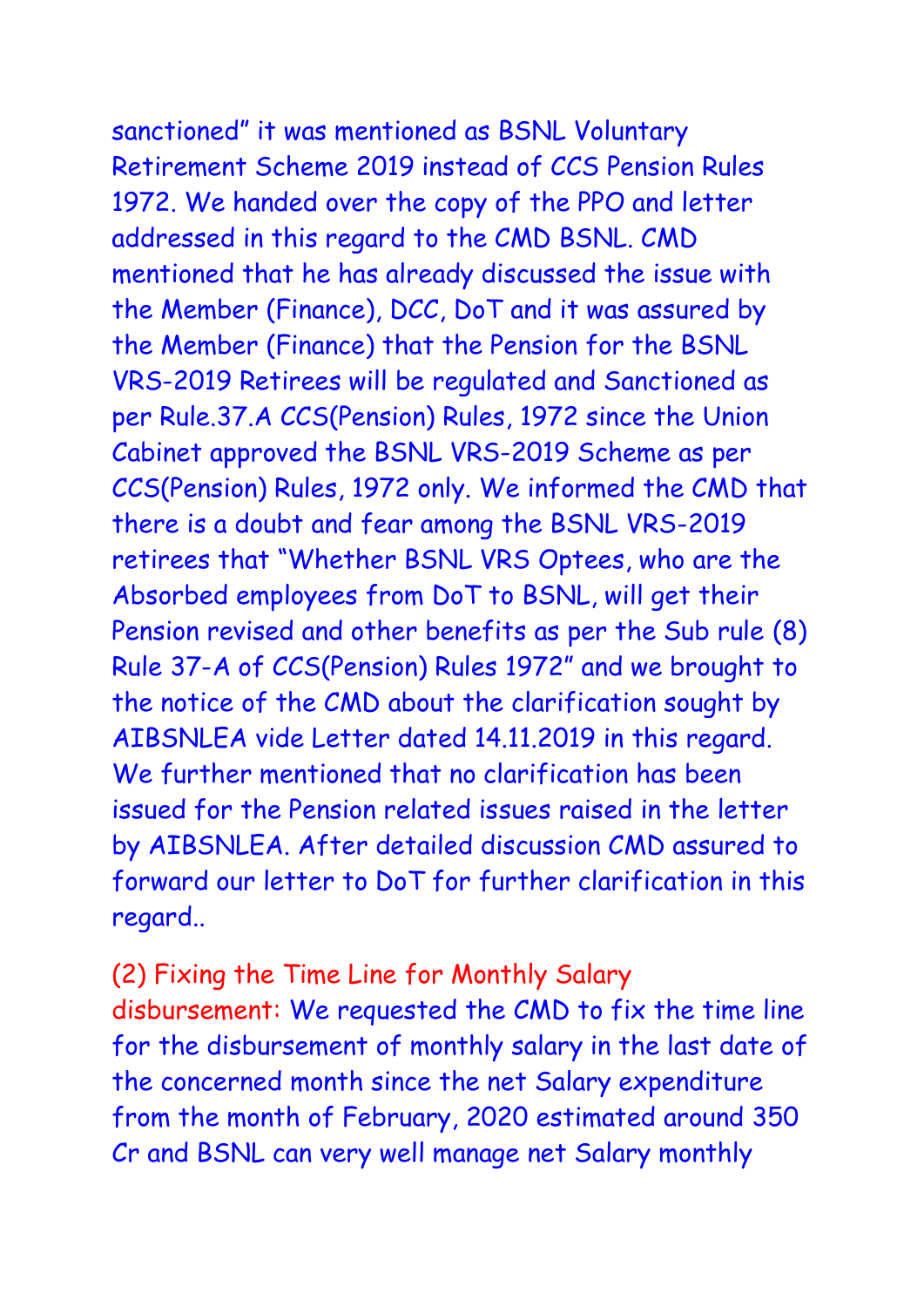sanctioned" it was mentioned as BSNL Voluntary Retirement Scheme 2019 instead of CCS Pension Rules 1972. We handed over the copy of the PPO and letter addressed in this regard to the CMD BSNL. CMD mentioned that he has already discussed the issue with the Member (Finance), DCC, DoT and it was assured by the Member (Finance) that the Pension for the BSNL VRS-2019 Retirees will be regulated and Sanctioned as per Rule.37.A CCS(Pension) Rules, 1972 since the Union Cabinet approved the BSNL VRS-2019 Scheme as per CCS(Pension) Rules, 1972 only. We informed the CMD that there is a doubt and fear among the BSNL VRS-2019 retirees that "Whether BSNL VRS Optees, who are the Absorbed employees from DoT to BSNL, will get their Pension revised and other benefits as per the Sub rule (8) Rule 37-A of CCS(Pension) Rules 1972" and we brought to the notice of the CMD about the clarification sought by AIBSNLEA vide Letter dated 14.11.2019 in this regard. We further mentioned that no clarification has been issued for the Pension related issues raised in the letter by AIBSNLEA. After detailed discussion CMD assured to forward our letter to DoT for further clarification in this regard..

(2) Fixing the Time Line for Monthly Salary disbursement: We requested the CMD to fix the time line for the disbursement of monthly salary in the last date of the concerned month since the net Salary expenditure from the month of February, 2020 estimated around 350 Cr and BSNL can very well manage net Salary monthly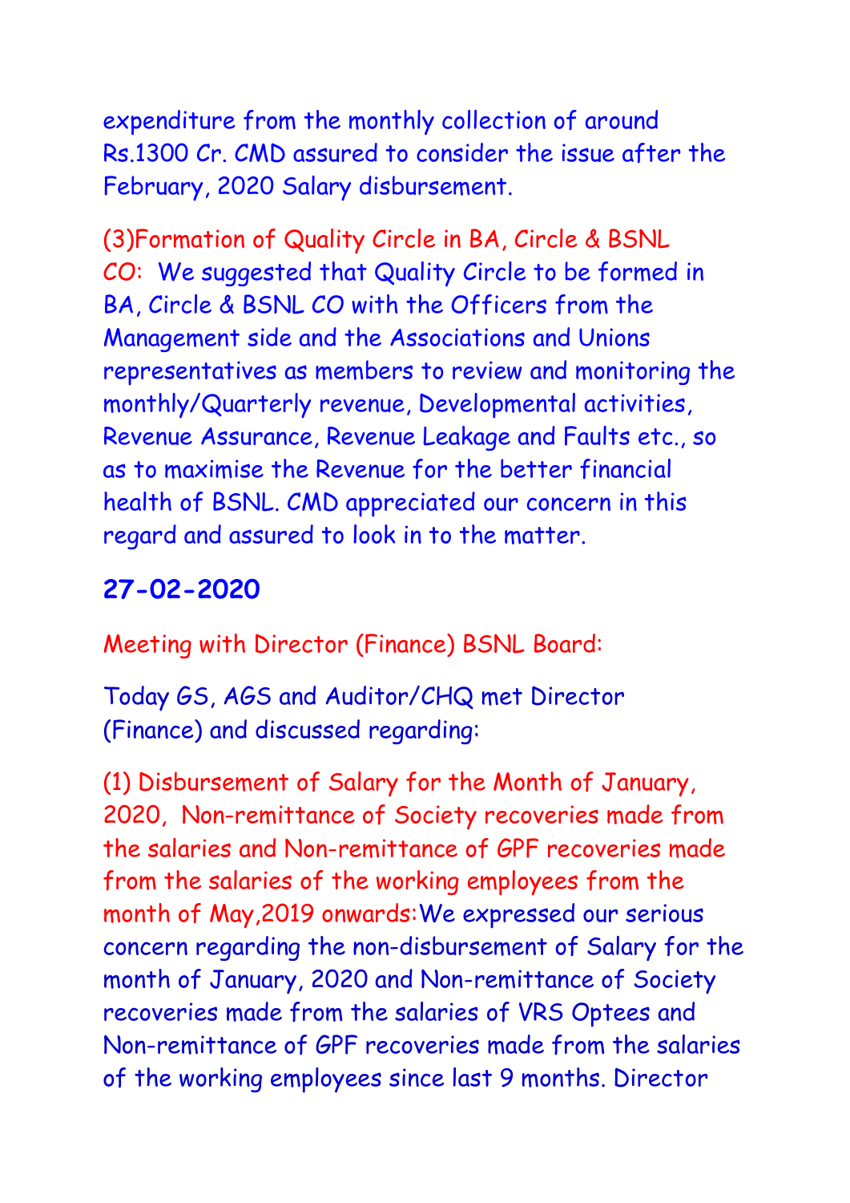expenditure from the monthly collection of around Rs.1300 Cr. CMD assured to consider the issue after the February, 2020 Salary disbursement.

(3)Formation of Quality Circle in BA, Circle & BSNL CO: We suggested that Quality Circle to be formed in BA, Circle & BSNL CO with the Officers from the Management side and the Associations and Unions representatives as members to review and monitoring the monthly/Quarterly revenue, Developmental activities, Revenue Assurance, Revenue Leakage and Faults etc., so as to maximise the Revenue for the better financial health of BSNL. CMD appreciated our concern in this regard and assured to look in to the matter.

## 27-02-2020

Meeting with Director (Finance) BSNL Board:

Today GS, AGS and Auditor/CHQ met Director (Finance) and discussed regarding:

(1) Disbursement of Salary for the Month of January, 2020, Non-remittance of Society recoveries made from the salaries and Non-remittance of GPF recoveries made from the salaries of the working employees from the month of May,2019 onwards: We expressed our serious concern regarding the non-disbursement of Salary for the month of January, 2020 and Non-remittance of Society recoveries made from the salaries of VRS Optees and Non-remittance of GPF recoveries made from the salaries of the working employees since last 9 months. Director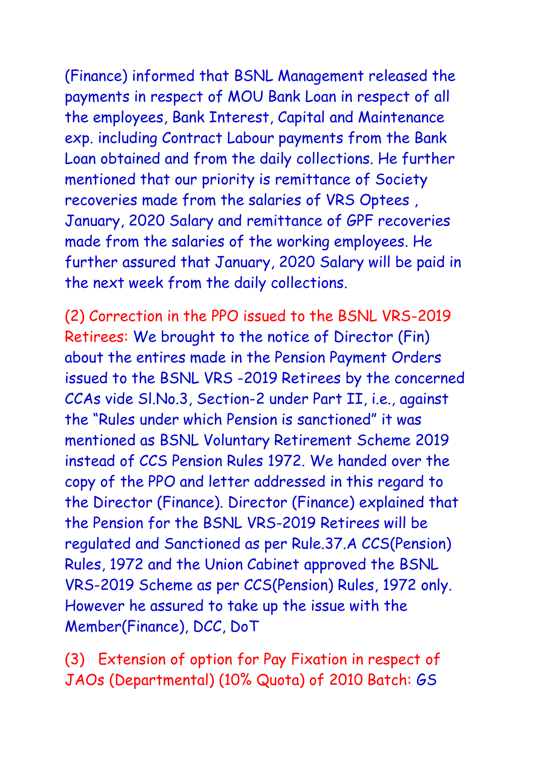(Finance) informed that BSNL Management released the payments in respect of MOU Bank Loan in respect of all the employees, Bank Interest, Capital and Maintenance exp. including Contract Labour payments from the Bank Loan obtained and from the daily collections. He further mentioned that our priority is remittance of Society recoveries made from the salaries of VRS Optees , January, 2020 Salary and remittance of GPF recoveries made from the salaries of the working employees. He further assured that January, 2020 Salary will be paid in the next week from the daily collections.

**(2) Correction in the PPO issued to the BSNL VRS-2019 Retirees:** We brought to the notice of Director (Fin) about the entires made in the Pension Payment Orders issued to the BSNL VRS -2019 Retirees by the concerned CCAs vide Sl.No.3, Section-2 under Part II, i.e., against the "Rules under which Pension is sanctioned" it was mentioned as BSNL Voluntary Retirement Scheme 2019 instead of CCS Pension Rules 1972. We handed over the copy of the PPO and letter addressed in this regard to the Director (Finance). Director (Finance) explained that the Pension for the BSNL VRS-2019 Retirees will be regulated and Sanctioned as per Rule.37.A CCS(Pension) Rules, 1972 and the Union Cabinet approved the BSNL VRS-2019 Scheme as per CCS(Pension) Rules, 1972 only. However he assured to take up the issue with the Member(Finance), DCC, DoT

**(3) Extension of option for Pay Fixation in respect of JAOs (Departmental) (10% Quota) of 2010 Batch:** GS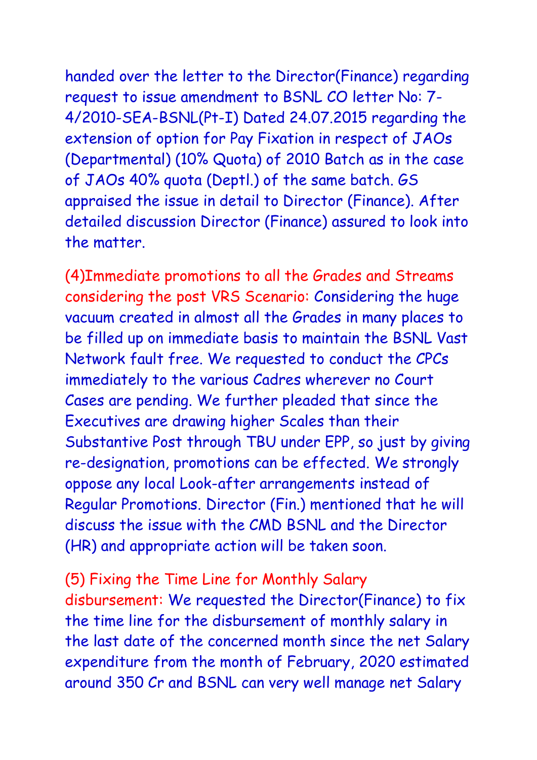handed over the letter to the Director(Finance) regarding request to issue amendment to BSNL CO letter No: 7-4/2010-SEA-BSNL(Pt-I) Dated 24.07.2015 regarding the extension of option for Pay Fixation in respect of JAOs (Departmental) (10% Quota) of 2010 Batch as in the case of JAOs 40% quota (Deptl.) of the same batch. GS appraised the issue in detail to Director (Finance). After detailed discussion Director (Finance) assured to look into the matter.

(4)Immediate promotions to all the Grades and Streams considering the post VRS Scenario: Considering the huge vacuum created in almost all the Grades in many places to be filled up on immediate basis to maintain the BSNL Vast Network fault free. We requested to conduct the CPCs immediately to the various Cadres wherever no Court Cases are pending. We further pleaded that since the Executives are drawing higher Scales than their Substantive Post through TBU under EPP, so just by giving re-designation, promotions can be effected. We strongly oppose any local Look-after arrangements instead of Regular Promotions. Director (Fin.) mentioned that he will discuss the issue with the CMD BSNL and the Director (HR) and appropriate action will be taken soon.

(5) Fixing the Time Line for Monthly Salary disbursement: We requested the Director(Finance) to fix the time line for the disbursement of monthly salary in the last date of the concerned month since the net Salary expenditure from the month of February, 2020 estimated around 350 Cr and BSNL can very well manage net Salary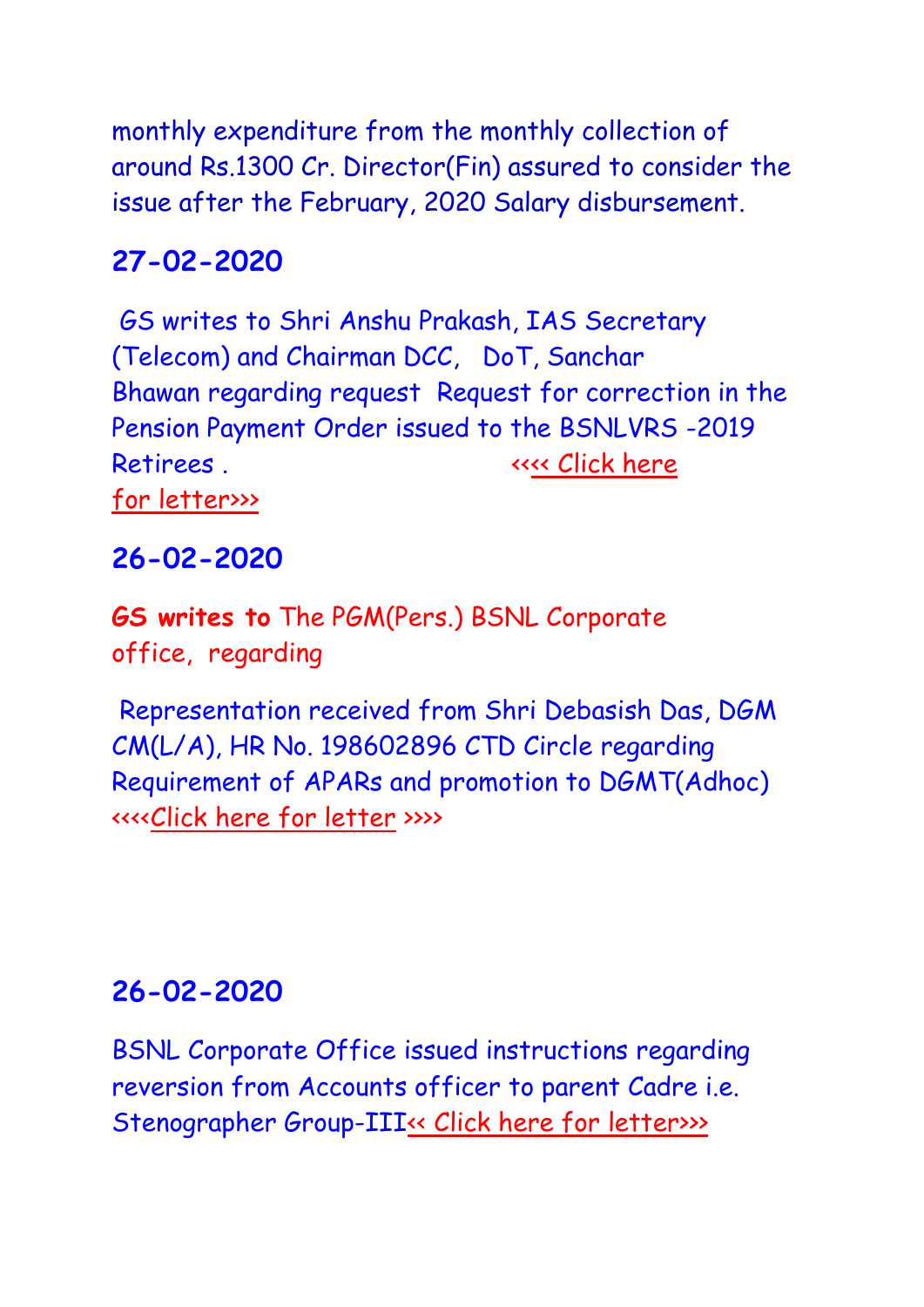monthly expenditure from the monthly collection of around Rs.1300 Cr. Director(Fin) assured to consider the issue after the February, 2020 Salary disbursement.

## 27-02-2020

GS writes to Shri Anshu Prakash, IAS Secretary (Telecom) and Chairman DCC, DoT, Sanchar Bhawan regarding request Request for correction in the Pension Payment Order issued to the BSNLVRS -2019 Retirees . <<<< Click here for letter>>>

## 26-02-2020

**GS writes to** The PGM(Pers.) BSNL Corporate office, regarding

Representation received from Shri Debasish Das, DGM CM(L/A), HR No. 198602896 CTD Circle regarding Requirement of APARs and promotion to DGMT(Adhoc) <<<<Click here for letter >>>>

## 26-02-2020

BSNL Corporate Office issued instructions regarding reversion from Accounts officer to parent Cadre i.e. Stenographer Group-III<< Click here for letter>>>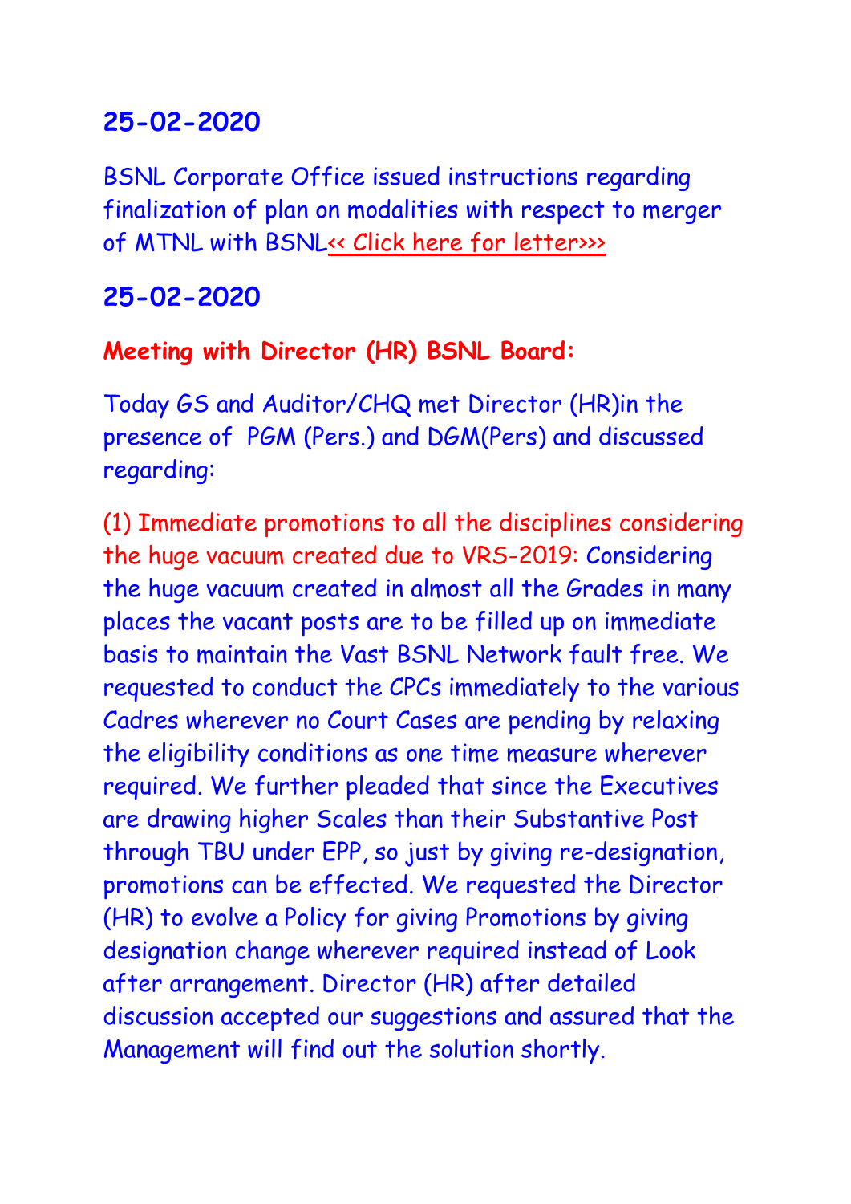## 25-02-2020

BSNL Corporate Office issued instructions regarding finalization of plan on modalities with respect to merger of MTNL with BSNL<< Click here for letter>>>

## 25-02-2020

**Meeting with Director (HR) BSNL Board:**

Today GS and Auditor/CHQ met Director (HR)in the presence of PGM (Pers.) and DGM(Pers) and discussed regarding:

(1) Immediate promotions to all the disciplines considering the huge vacuum created due to VRS-2019: Considering the huge vacuum created in almost all the Grades in many places the vacant posts are to be filled up on immediate basis to maintain the Vast BSNL Network fault free. We requested to conduct the CPCs immediately to the various Cadres wherever no Court Cases are pending by relaxing the eligibility conditions as one time measure wherever required. We further pleaded that since the Executives are drawing higher Scales than their Substantive Post through TBU under EPP, so just by giving re-designation, promotions can be effected. We requested the Director (HR) to evolve a Policy for giving Promotions by giving designation change wherever required instead of Look after arrangement. Director (HR) after detailed discussion accepted our suggestions and assured that the Management will find out the solution shortly.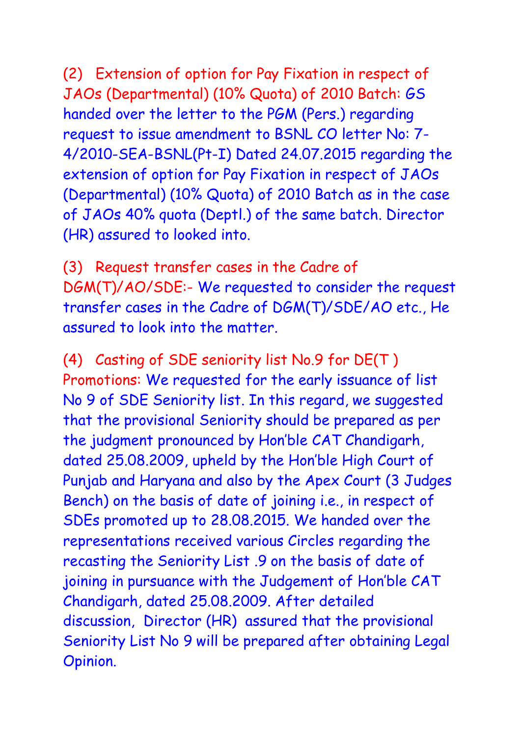(2) **Extension of option for Pay Fixation in respect of JAOs (Departmental) (10% Quota) of 2010 Batch:** GS handed over the letter to the PGM (Pers.) regarding request to issue amendment to BSNL CO letter No: 7-4/2010-SEA-BSNL(Pt-I) Dated 24.07.2015 regarding the extension of option for Pay Fixation in respect of JAOs (Departmental) (10% Quota) of 2010 Batch as in the case of JAOs 40% quota (Deptl.) of the same batch. Director (HR) assured to looked into.

(3) **Request transfer cases in the Cadre of DGM(T)/AO/SDE:-** We requested to consider the request transfer cases in the Cadre of DGM(T)/SDE/AO etc., He assured to look into the matter.

(4) **Casting of SDE seniority list No.9 for DE(T ) Promotions:** We requested for the early issuance of list No 9 of SDE Seniority list. In this regard, we suggested that the provisional Seniority should be prepared as per the judgment pronounced by Hon'ble CAT Chandigarh, dated 25.08.2009, upheld by the Hon'ble High Court of Punjab and Haryana and also by the Apex Court (3 Judges Bench) on the basis of date of joining i.e., in respect of SDEs promoted up to 28.08.2015. We handed over the representations received various Circles regarding the recasting the Seniority List .9 on the basis of date of joining in pursuance with the Judgement of Hon'ble CAT Chandigarh, dated 25.08.2009. After detailed discussion, Director (HR) assured that the provisional Seniority List No 9 will be prepared after obtaining Legal Opinion.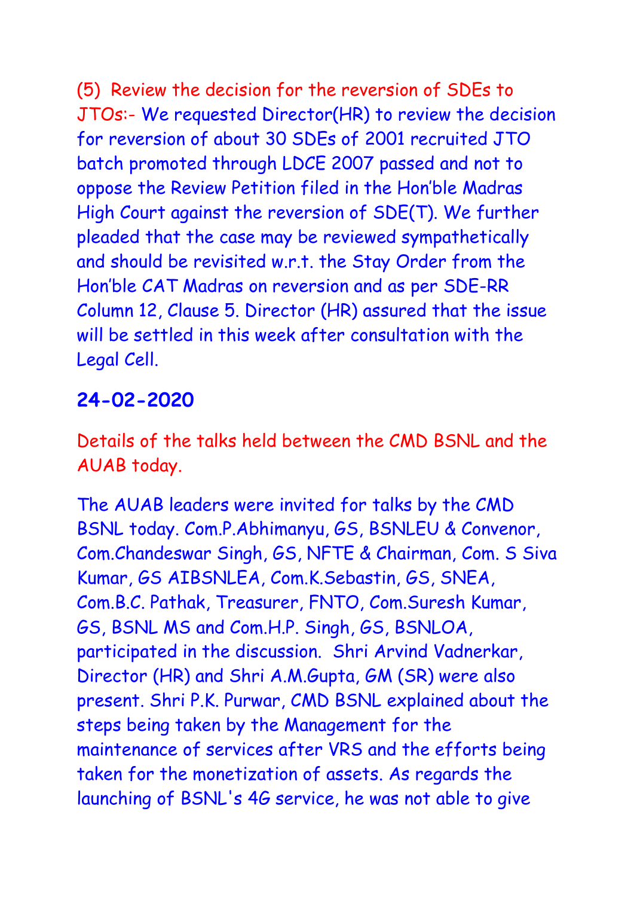(5) Review the decision for the reversion of SDEs to JTOs:- We requested Director(HR) to review the decision for reversion of about 30 SDEs of 2001 recruited JTO batch promoted through LDCE 2007 passed and not to oppose the Review Petition filed in the Hon'ble Madras High Court against the reversion of SDE(T). We further pleaded that the case may be reviewed sympathetically and should be revisited w.r.t. the Stay Order from the Hon'ble CAT Madras on reversion and as per SDE-RR Column 12, Clause 5. Director (HR) assured that the issue will be settled in this week after consultation with the Legal Cell.

## 24-02-2020

Details of the talks held between the CMD BSNL and the AUAB today.

The AUAB leaders were invited for talks by the CMD BSNL today. Com.P.Abhimanyu, GS, BSNLEU & Convenor, Com.Chandeswar Singh, GS, NFTE & Chairman, Com. S Siva Kumar, GS AIBSNLEA, Com.K.Sebastin, GS, SNEA, Com.B.C. Pathak, Treasurer, FNTO, Com.Suresh Kumar, GS, BSNL MS and Com.H.P. Singh, GS, BSNLOA, participated in the discussion. Shri Arvind Vadnerkar, Director (HR) and Shri A.M.Gupta, GM (SR) were also present. Shri P.K. Purwar, CMD BSNL explained about the steps being taken by the Management for the maintenance of services after VRS and the efforts being taken for the monetization of assets. As regards the launching of BSNL's 4G service, he was not able to give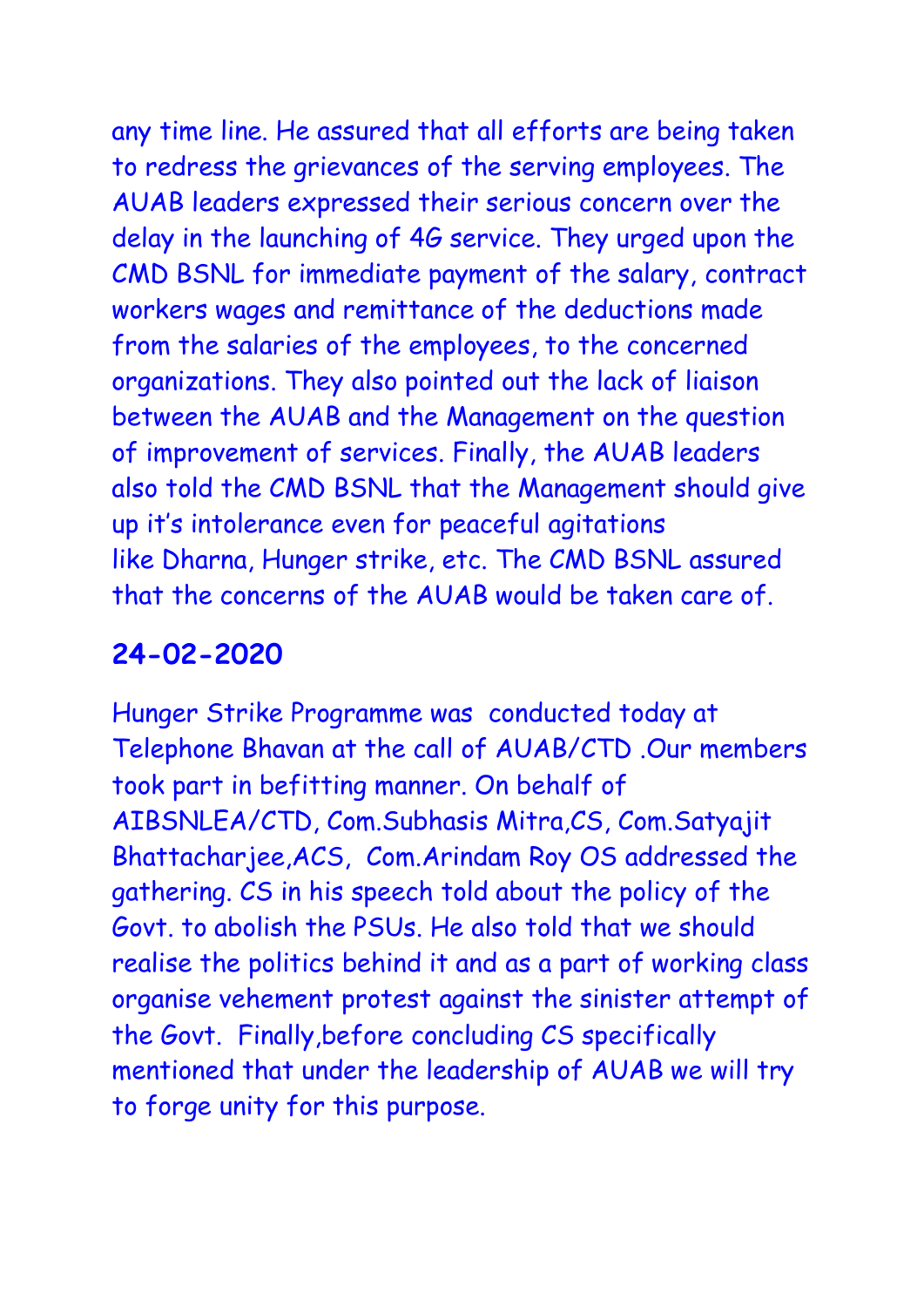any time line. He assured that all efforts are being taken to redress the grievances of the serving employees. The AUAB leaders expressed their serious concern over the delay in the launching of 4G service. They urged upon the CMD BSNL for immediate payment of the salary, contract workers wages and remittance of the deductions made from the salaries of the employees, to the concerned organizations. They also pointed out the lack of liaison between the AUAB and the Management on the question of improvement of services. Finally, the AUAB leaders also told the CMD BSNL that the Management should give up it's intolerance even for peaceful agitations like Dharna, Hunger strike, etc. The CMD BSNL assured that the concerns of the AUAB would be taken care of.

## 24-02-2020

Hunger Strike Programme was conducted today at Telephone Bhavan at the call of AUAB/CTD .Our members took part in befitting manner. On behalf of AIBSNLEA/CTD, Com.Subhasis Mitra,CS, Com.Satyajit Bhattacharjee,ACS, Com.Arindam Roy OS addressed the gathering. CS in his speech told about the policy of the Govt. to abolish the PSUs. He also told that we should realise the politics behind it and as a part of working class organise vehement protest against the sinister attempt of the Govt. Finally,before concluding CS specifically mentioned that under the leadership of AUAB we will try to forge unity for this purpose.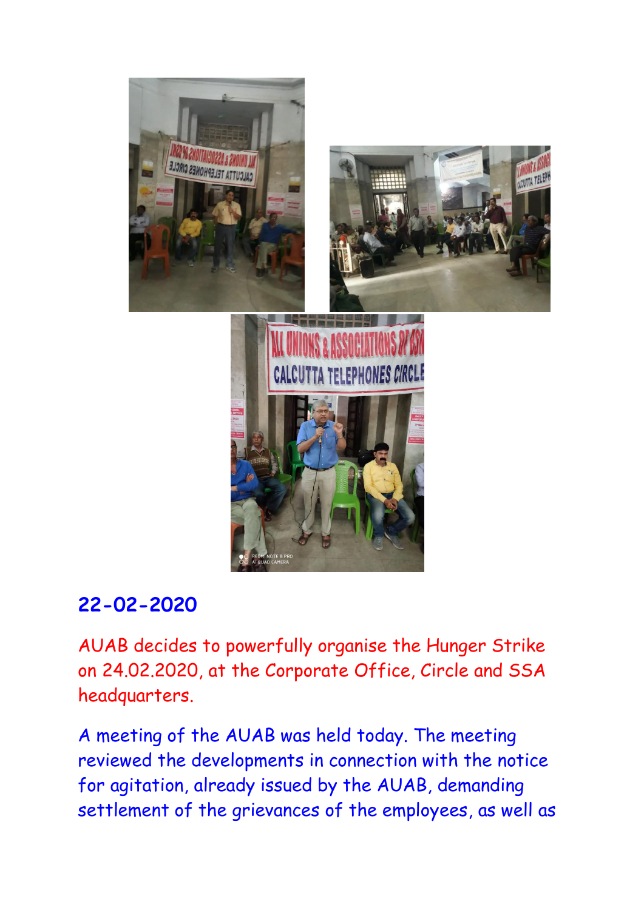## 22-02-2020

AUAB decides to powerfully organise the Hunger Strike on 24.02.2020, at the Corporate Office, Circle and SSA headquarters.

A meeting of the AUAB was held today. The meeting reviewed the developments in connection with the notice for agitation, already issued by the AUAB, demanding settlement of the grievances of the employees, as well as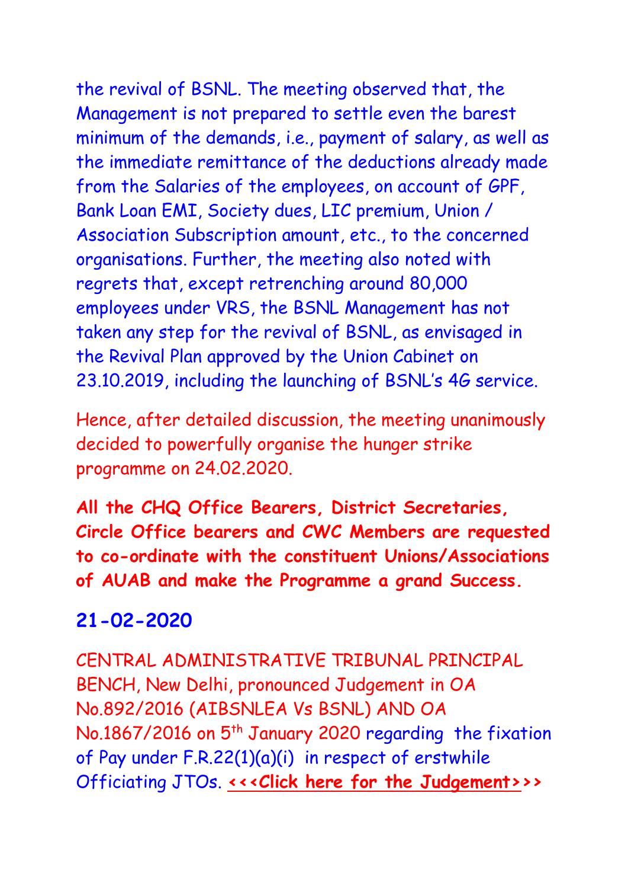the revival of BSNL. The meeting observed that, the Management is not prepared to settle even the barest minimum of the demands, i.e., payment of salary, as well as the immediate remittance of the deductions already made from the Salaries of the employees, on account of GPF, Bank Loan EMI, Society dues, LIC premium, Union / Association Subscription amount, etc., to the concerned organisations. Further, the meeting also noted with regrets that, except retrenching around 80,000 employees under VRS, the BSNL Management has not taken any step for the revival of BSNL, as envisaged in the Revival Plan approved by the Union Cabinet on 23.10.2019, including the launching of BSNL's 4G service.

Hence, after detailed discussion, the meeting unanimously decided to powerfully organise the hunger strike programme on 24.02.2020.

**All the CHQ Office Bearers, District Secretaries, Circle Office bearers and CWC Members are requested to co-ordinate with the constituent Unions/Associations of AUAB and make the Programme a grand Success.**

## 21-02-2020

CENTRAL ADMINISTRATIVE TRIBUNAL PRINCIPAL BENCH, New Delhi, pronounced Judgement in OA No.892/2016 (AIBSNLEA Vs BSNL) AND OA No.1867/2016 on 5th January 2020 regarding the fixation of Pay under F.R.22(1)(a)(i) in respect of erstwhile Officiating JTOs. **<<<Click here for the Judgement>>>**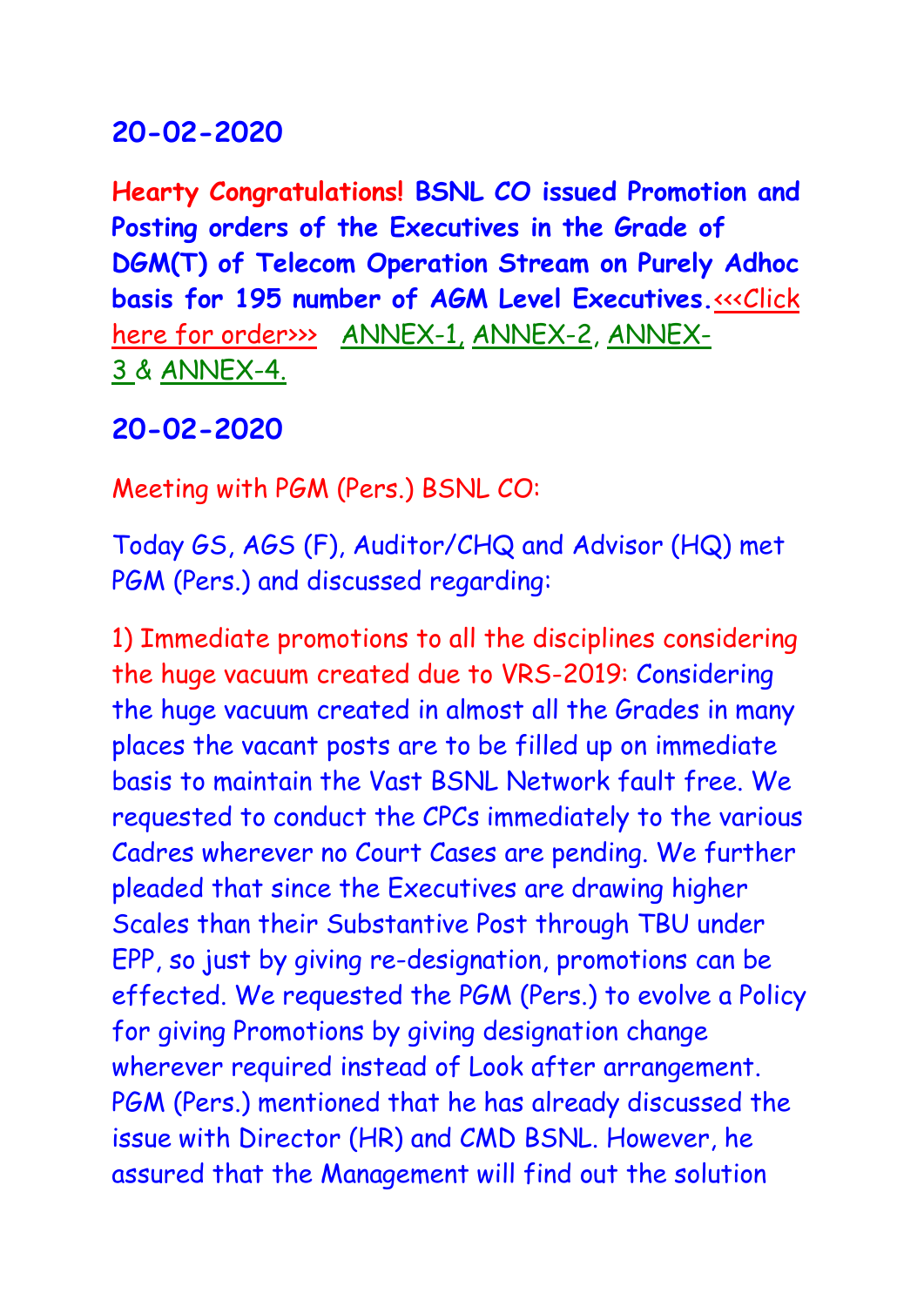## 20-02-2020

**Hearty Congratulations! BSNL CO issued Promotion and Posting orders of the Executives in the Grade of DGM(T) of Telecom Operation Stream on Purely Adhoc basis for 195 number of AGM Level Executives.** <<<Click here for order>>> ANNEX-1, ANNEX-2, ANNEX-3 & ANNEX-4.

## 20-02-2020

Meeting with PGM (Pers.) BSNL CO:

Today GS, AGS (F), Auditor/CHQ and Advisor (HQ) met PGM (Pers.) and discussed regarding:

1) Immediate promotions to all the disciplines considering the huge vacuum created due to VRS-2019: Considering the huge vacuum created in almost all the Grades in many places the vacant posts are to be filled up on immediate basis to maintain the Vast BSNL Network fault free. We requested to conduct the CPCs immediately to the various Cadres wherever no Court Cases are pending. We further pleaded that since the Executives are drawing higher Scales than their Substantive Post through TBU under EPP, so just by giving re-designation, promotions can be effected. We requested the PGM (Pers.) to evolve a Policy for giving Promotions by giving designation change wherever required instead of Look after arrangement. PGM (Pers.) mentioned that he has already discussed the issue with Director (HR) and CMD BSNL. However, he assured that the Management will find out the solution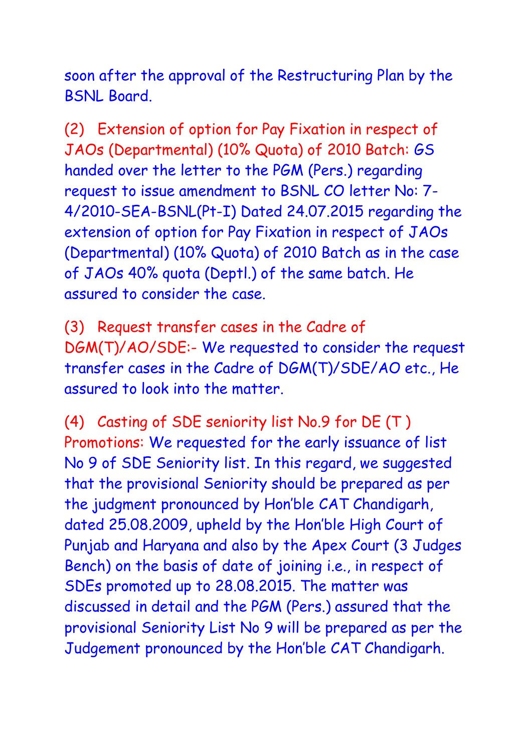soon after the approval of the Restructuring Plan by the BSNL Board.

(2) Extension of option for Pay Fixation in respect of JAOs (Departmental) (10% Quota) of 2010 Batch: GS handed over the letter to the PGM (Pers.) regarding request to issue amendment to BSNL CO letter No: 7-4/2010-SEA-BSNL(Pt-I) Dated 24.07.2015 regarding the extension of option for Pay Fixation in respect of JAOs (Departmental) (10% Quota) of 2010 Batch as in the case of JAOs 40% quota (Deptl.) of the same batch. He assured to consider the case.

(3) Request transfer cases in the Cadre of DGM(T)/AO/SDE:- We requested to consider the request transfer cases in the Cadre of DGM(T)/SDE/AO etc., He assured to look into the matter.

(4) Casting of SDE seniority list No.9 for DE (T ) Promotions: We requested for the early issuance of list No 9 of SDE Seniority list. In this regard, we suggested that the provisional Seniority should be prepared as per the judgment pronounced by Hon'ble CAT Chandigarh, dated 25.08.2009, upheld by the Hon'ble High Court of Punjab and Haryana and also by the Apex Court (3 Judges Bench) on the basis of date of joining i.e., in respect of SDEs promoted up to 28.08.2015. The matter was discussed in detail and the PGM (Pers.) assured that the provisional Seniority List No 9 will be prepared as per the Judgement pronounced by the Hon'ble CAT Chandigarh.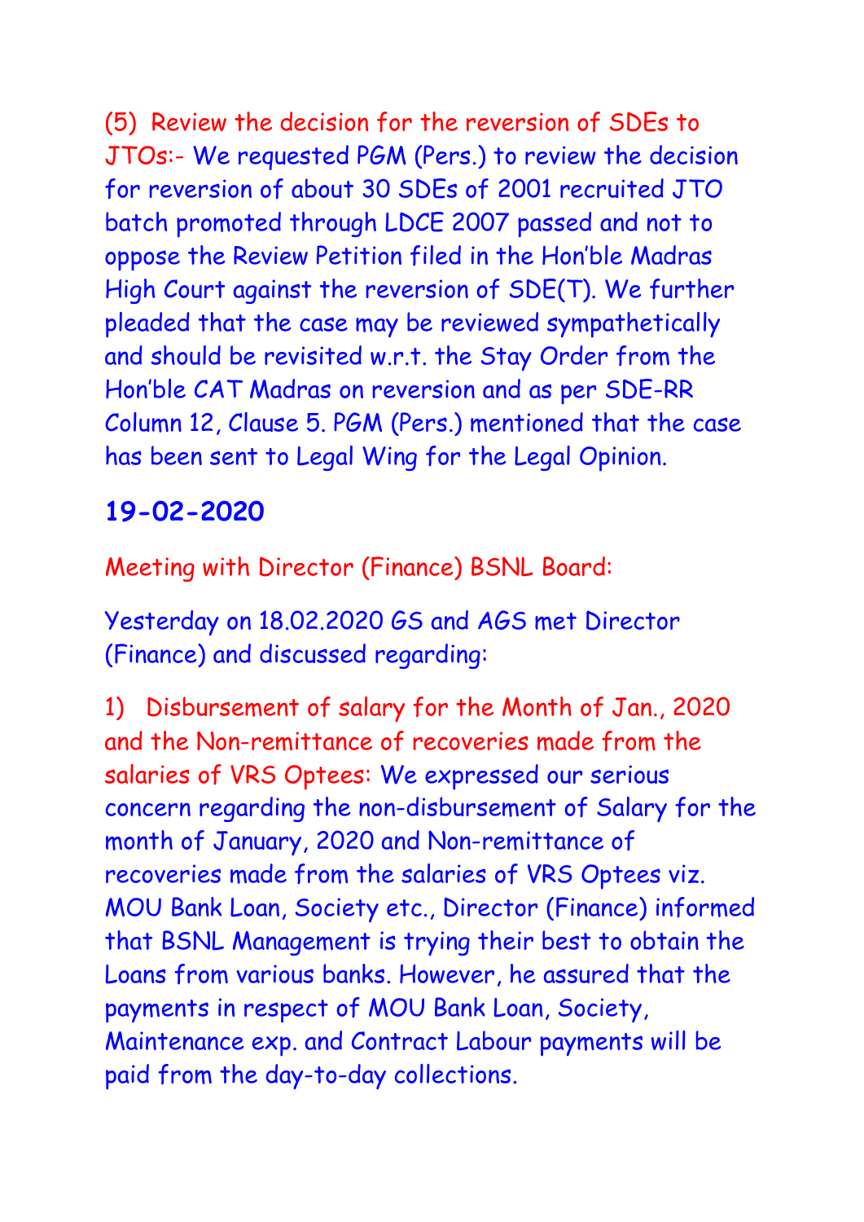(5) Review the decision for the reversion of SDEs to JTOs:- We requested PGM (Pers.) to review the decision for reversion of about 30 SDEs of 2001 recruited JTO batch promoted through LDCE 2007 passed and not to oppose the Review Petition filed in the Hon'ble Madras High Court against the reversion of SDE(T). We further pleaded that the case may be reviewed sympathetically and should be revisited w.r.t. the Stay Order from the Hon'ble CAT Madras on reversion and as per SDE-RR Column 12, Clause 5. PGM (Pers.) mentioned that the case has been sent to Legal Wing for the Legal Opinion.

## 19-02-2020

Meeting with Director (Finance) BSNL Board:

Yesterday on 18.02.2020 GS and AGS met Director (Finance) and discussed regarding:

1) Disbursement of salary for the Month of Jan., 2020 and the Non-remittance of recoveries made from the salaries of VRS Optees: We expressed our serious concern regarding the non-disbursement of Salary for the month of January, 2020 and Non-remittance of recoveries made from the salaries of VRS Optees viz. MOU Bank Loan, Society etc., Director (Finance) informed that BSNL Management is trying their best to obtain the Loans from various banks. However, he assured that the payments in respect of MOU Bank Loan, Society, Maintenance exp. and Contract Labour payments will be paid from the day-to-day collections.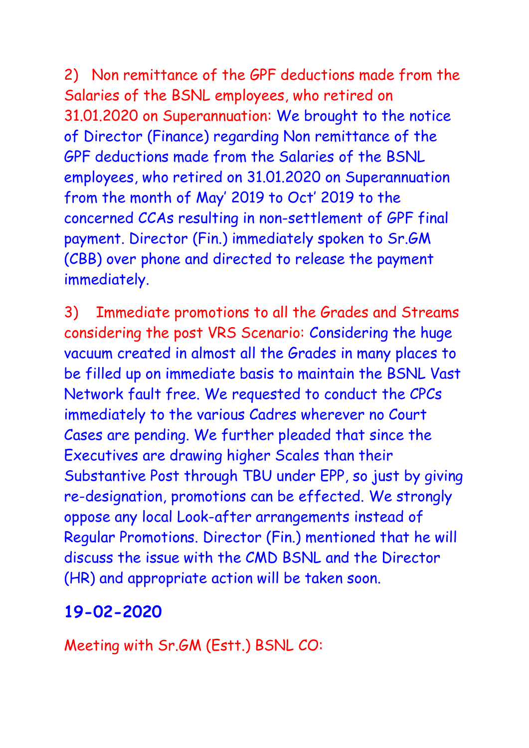2) Non remittance of the GPF deductions made from the Salaries of the BSNL employees, who retired on 31.01.2020 on Superannuation: We brought to the notice of Director (Finance) regarding Non remittance of the GPF deductions made from the Salaries of the BSNL employees, who retired on 31.01.2020 on Superannuation from the month of May' 2019 to Oct' 2019 to the concerned CCAs resulting in non-settlement of GPF final payment. Director (Fin.) immediately spoken to Sr.GM (CBB) over phone and directed to release the payment immediately.

3) Immediate promotions to all the Grades and Streams considering the post VRS Scenario: Considering the huge vacuum created in almost all the Grades in many places to be filled up on immediate basis to maintain the BSNL Vast Network fault free. We requested to conduct the CPCs immediately to the various Cadres wherever no Court Cases are pending. We further pleaded that since the Executives are drawing higher Scales than their Substantive Post through TBU under EPP, so just by giving re-designation, promotions can be effected. We strongly oppose any local Look-after arrangements instead of Regular Promotions. Director (Fin.) mentioned that he will discuss the issue with the CMD BSNL and the Director (HR) and appropriate action will be taken soon.

**19-02-2020**

Meeting with Sr.GM (Estt.) BSNL CO: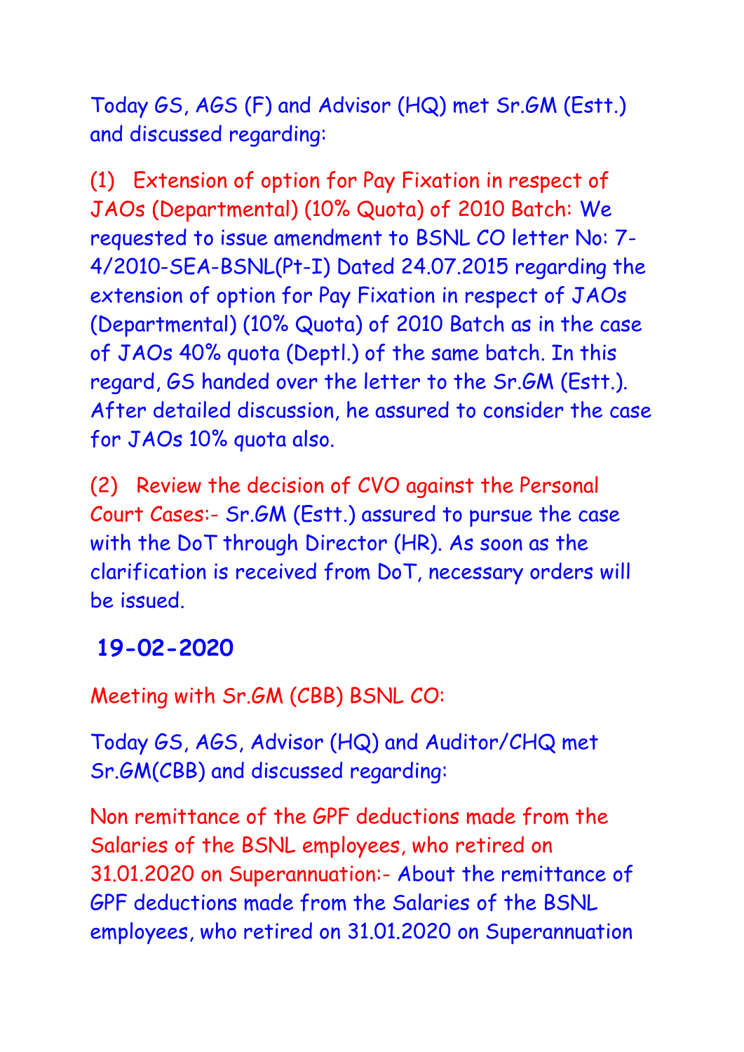Today GS, AGS (F) and Advisor (HQ) met Sr.GM (Estt.) and discussed regarding:

(1) Extension of option for Pay Fixation in respect of JAOs (Departmental) (10% Quota) of 2010 Batch: We requested to issue amendment to BSNL CO letter No: 7-4/2010-SEA-BSNL(Pt-I) Dated 24.07.2015 regarding the extension of option for Pay Fixation in respect of JAOs (Departmental) (10% Quota) of 2010 Batch as in the case of JAOs 40% quota (Deptl.) of the same batch. In this regard, GS handed over the letter to the Sr.GM (Estt.). After detailed discussion, he assured to consider the case for JAOs 10% quota also.

(2) Review the decision of CVO against the Personal Court Cases:- Sr.GM (Estt.) assured to pursue the case with the DoT through Director (HR). As soon as the clarification is received from DoT, necessary orders will be issued.

## 19-02-2020

Meeting with Sr.GM (CBB) BSNL CO:

Today GS, AGS, Advisor (HQ) and Auditor/CHQ met Sr.GM(CBB) and discussed regarding:

Non remittance of the GPF deductions made from the Salaries of the BSNL employees, who retired on 31.01.2020 on Superannuation:- About the remittance of GPF deductions made from the Salaries of the BSNL employees, who retired on 31.01.2020 on Superannuation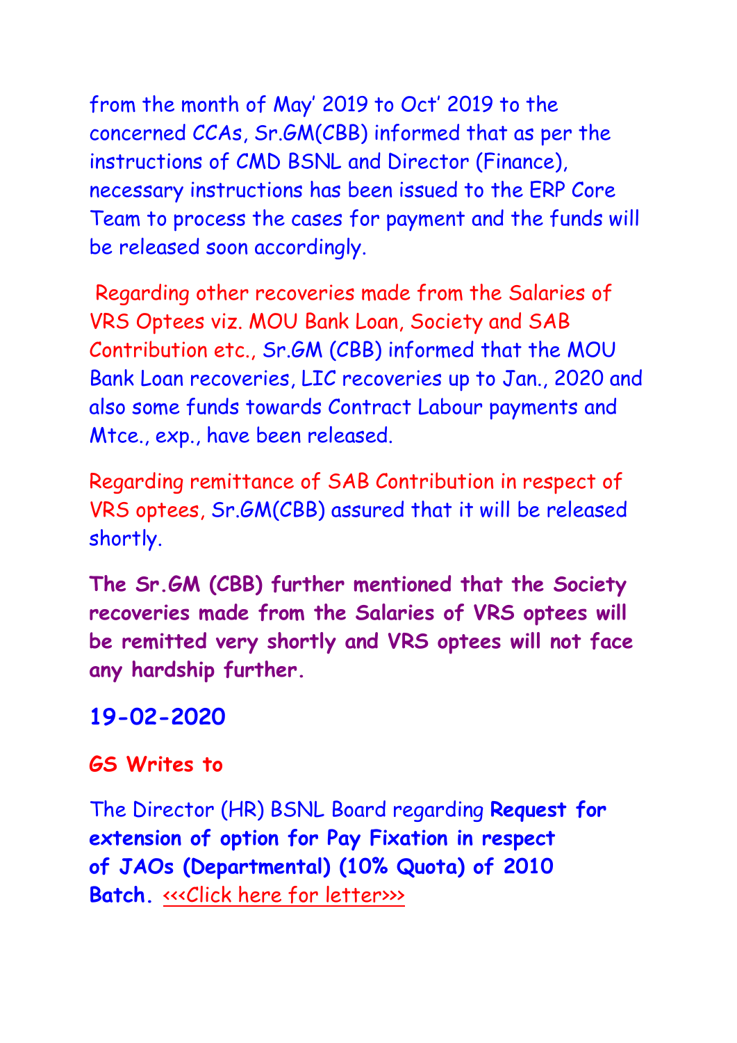from the month of May' 2019 to Oct' 2019 to the concerned CCAs, Sr.GM(CBB) informed that as per the instructions of CMD BSNL and Director (Finance), necessary instructions has been issued to the ERP Core Team to process the cases for payment and the funds will be released soon accordingly.

Regarding other recoveries made from the Salaries of VRS Optees viz. MOU Bank Loan, Society and SAB Contribution etc., Sr.GM (CBB) informed that the MOU Bank Loan recoveries, LIC recoveries up to Jan., 2020 and also some funds towards Contract Labour payments and Mtce., exp., have been released.

Regarding remittance of SAB Contribution in respect of VRS optees, Sr.GM(CBB) assured that it will be released shortly.

**The Sr.GM (CBB) further mentioned that the Society recoveries made from the Salaries of VRS optees will be remitted very shortly and VRS optees will not face any hardship further.**

## 19-02-2020

**GS Writes to**

The Director (HR) BSNL Board regarding **Request for extension of option for Pay Fixation in respect of JAOs (Departmental) (10% Quota) of 2010 Batch.** <<<Click here for letter>>>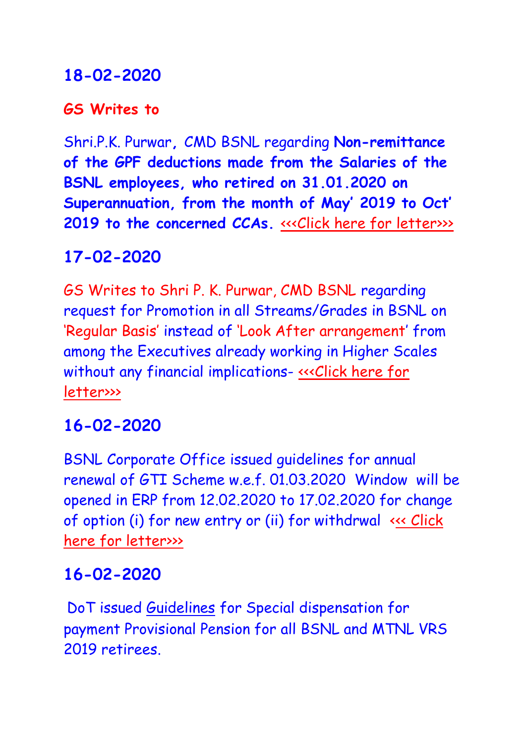## 18-02-2020

**GS Writes to**

Shri.P.K. Purwar, CMD BSNL regarding **Non-remittance of the GPF deductions made from the Salaries of the BSNL employees, who retired on 31.01.2020 on Superannuation, from the month of May' 2019 to Oct' 2019 to the concerned CCAs.** <<<Click here for letter>>>

## 17-02-2020

GS Writes to Shri P. K. Purwar, CMD BSNL regarding request for Promotion in all Streams/Grades in BSNL on 'Regular Basis' instead of 'Look After arrangement' from among the Executives already working in Higher Scales without any financial implications- <<<Click here for letter>>>

## 16-02-2020

BSNL Corporate Office issued guidelines for annual renewal of GTI Scheme w.e.f. 01.03.2020 Window will be opened in ERP from 12.02.2020 to 17.02.2020 for change of option (i) for new entry or (ii) for withdrwal <<< Click here for letter>>>

## 16-02-2020

DoT issued Guidelines for Special dispensation for payment Provisional Pension for all BSNL and MTNL VRS 2019 retirees.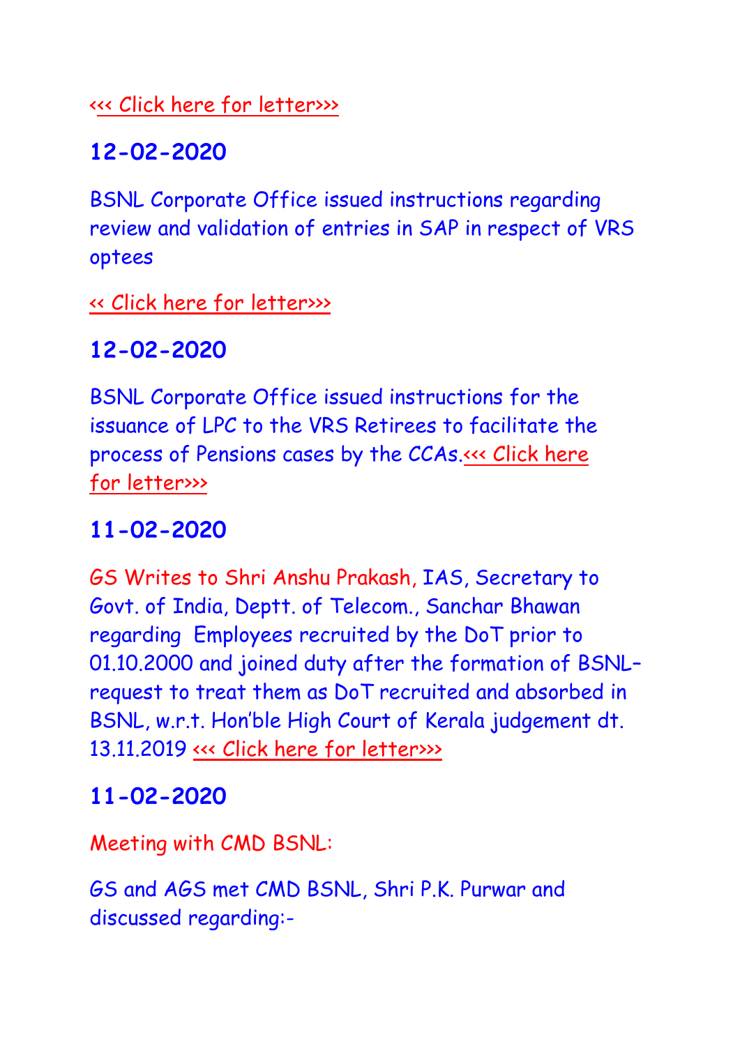<<< Click here for letter>>>

## 12-02-2020

BSNL Corporate Office issued instructions regarding review and validation of entries in SAP in respect of VRS optees

<< Click here for letter>>>

## 12-02-2020

BSNL Corporate Office issued instructions for the issuance of LPC to the VRS Retirees to facilitate the process of Pensions cases by the CCAs.<<< Click here for letter>>>

## 11-02-2020

GS Writes to Shri Anshu Prakash, IAS, Secretary to Govt. of India, Deptt. of Telecom., Sanchar Bhawan regarding Employees recruited by the DoT prior to 01.10.2000 and joined duty after the formation of BSNL– request to treat them as DoT recruited and absorbed in BSNL, w.r.t. Hon'ble High Court of Kerala judgement dt. 13.11.2019 <<< Click here for letter>>>

## 11-02-2020

Meeting with CMD BSNL:

GS and AGS met CMD BSNL, Shri P.K. Purwar and discussed regarding:-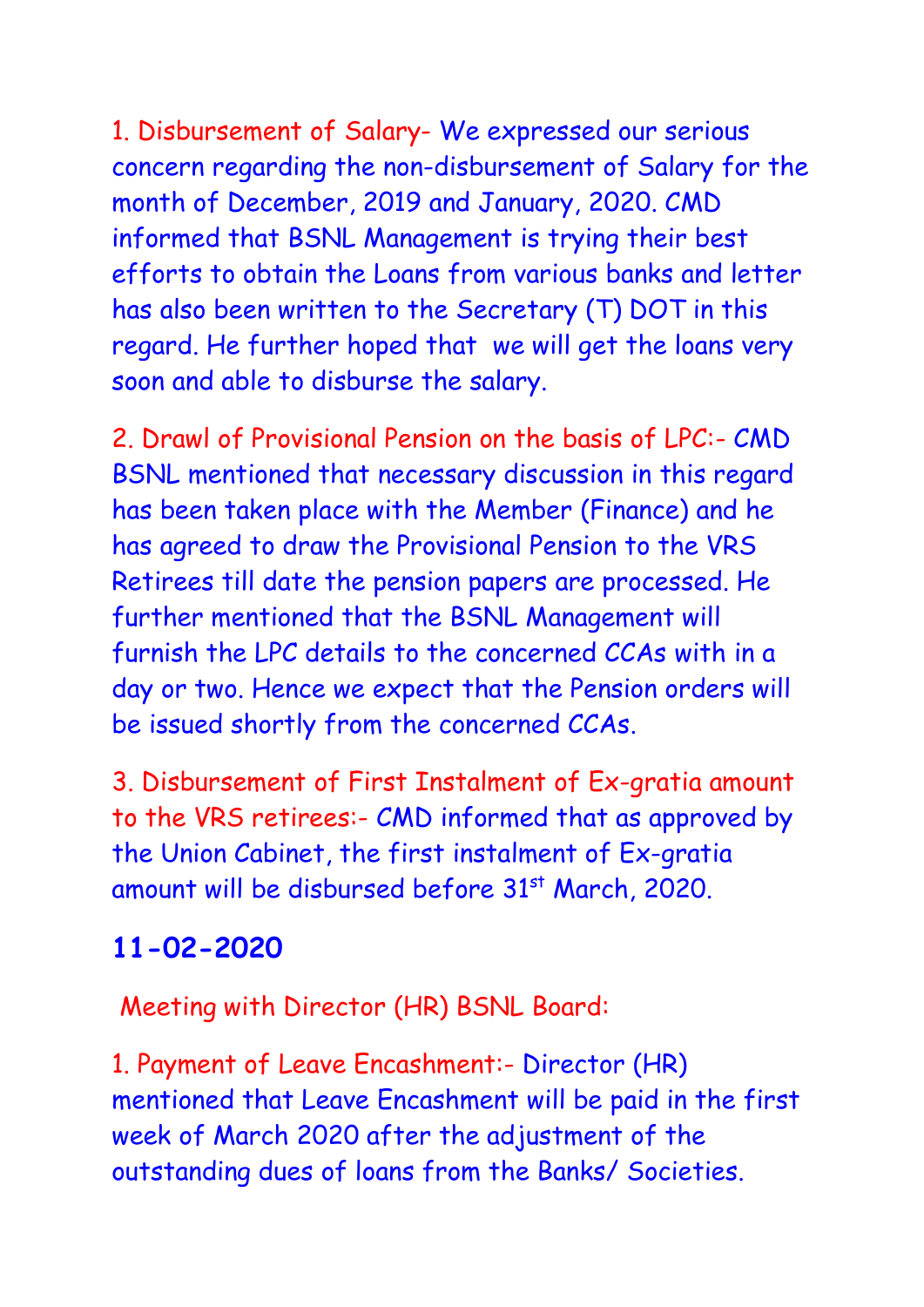1. Disbursement of Salary- We expressed our serious concern regarding the non-disbursement of Salary for the month of December, 2019 and January, 2020. CMD informed that BSNL Management is trying their best efforts to obtain the Loans from various banks and letter has also been written to the Secretary (T) DOT in this regard. He further hoped that we will get the loans very soon and able to disburse the salary.

2. Drawl of Provisional Pension on the basis of LPC:- CMD BSNL mentioned that necessary discussion in this regard has been taken place with the Member (Finance) and he has agreed to draw the Provisional Pension to the VRS Retirees till date the pension papers are processed. He further mentioned that the BSNL Management will furnish the LPC details to the concerned CCAs with in a day or two. Hence we expect that the Pension orders will be issued shortly from the concerned CCAs.

3. Disbursement of First Instalment of Ex-gratia amount to the VRS retirees:- CMD informed that as approved by the Union Cabinet, the first instalment of Ex-gratia amount will be disbursed before 31st March, 2020.

## 11-02-2020

Meeting with Director (HR) BSNL Board:

1. Payment of Leave Encashment:- Director (HR) mentioned that Leave Encashment will be paid in the first week of March 2020 after the adjustment of the outstanding dues of loans from the Banks/ Societies.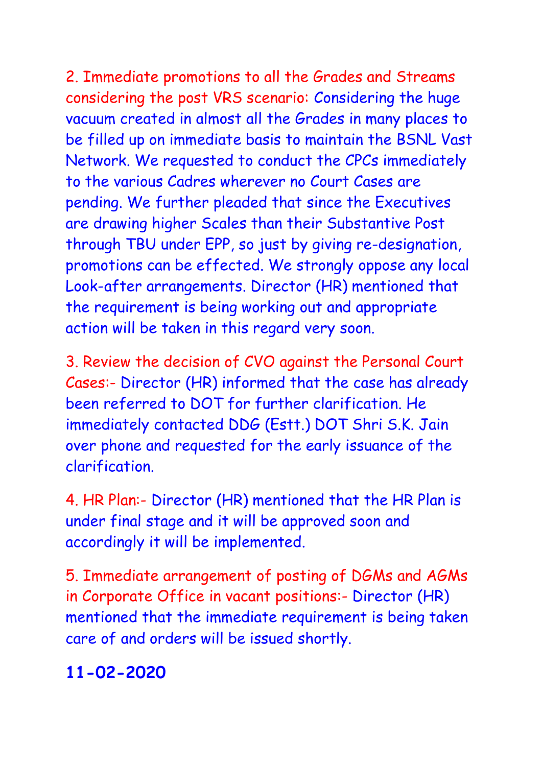2. Immediate promotions to all the Grades and Streams considering the post VRS scenario: Considering the huge vacuum created in almost all the Grades in many places to be filled up on immediate basis to maintain the BSNL Vast Network. We requested to conduct the CPCs immediately to the various Cadres wherever no Court Cases are pending. We further pleaded that since the Executives are drawing higher Scales than their Substantive Post through TBU under EPP, so just by giving re-designation, promotions can be effected. We strongly oppose any local Look-after arrangements. Director (HR) mentioned that the requirement is being working out and appropriate action will be taken in this regard very soon.

3. Review the decision of CVO against the Personal Court Cases:- Director (HR) informed that the case has already been referred to DOT for further clarification. He immediately contacted DDG (Estt.) DOT Shri S.K. Jain over phone and requested for the early issuance of the clarification.

4. HR Plan:- Director (HR) mentioned that the HR Plan is under final stage and it will be approved soon and accordingly it will be implemented.

5. Immediate arrangement of posting of DGMs and AGMs in Corporate Office in vacant positions:- Director (HR) mentioned that the immediate requirement is being taken care of and orders will be issued shortly.

**11-02-2020**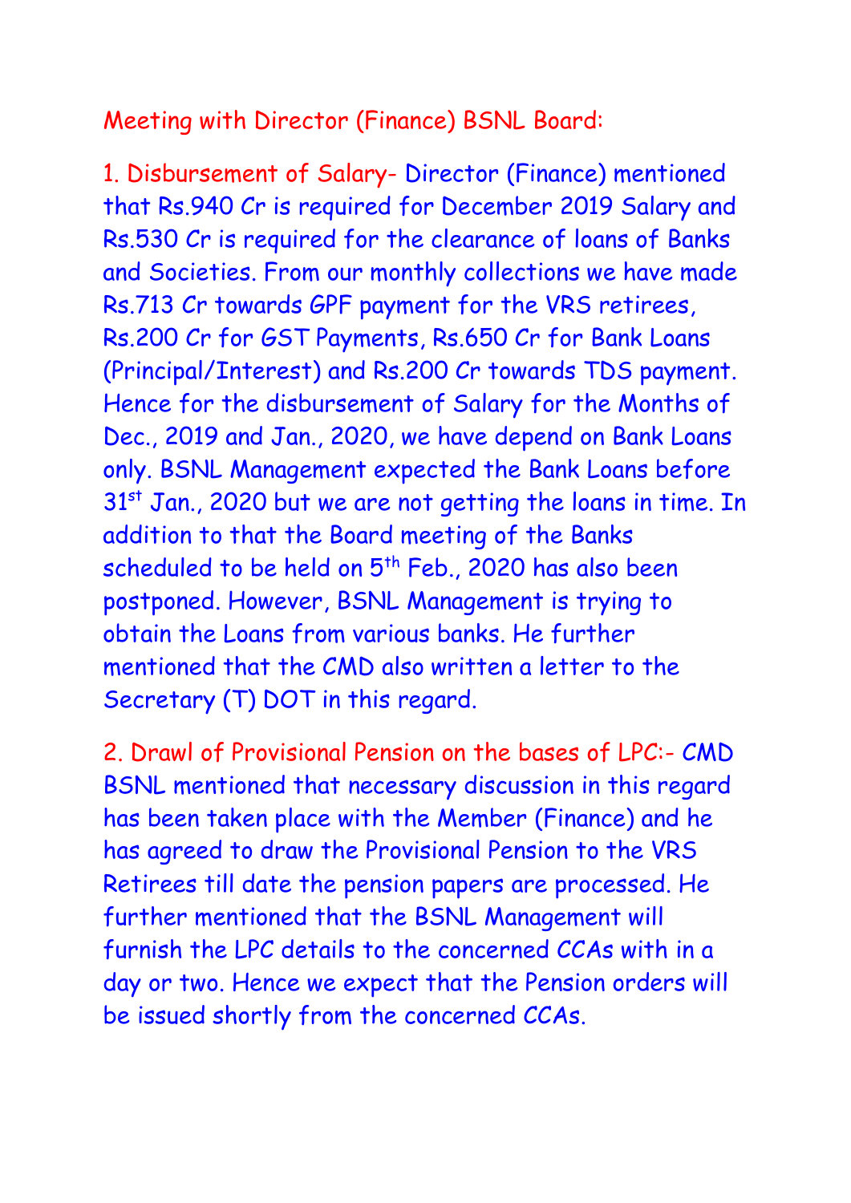## Meeting with Director (Finance) BSNL Board:

1. **Disbursement of Salary-** Director (Finance) mentioned that Rs.940 Cr is required for December 2019 Salary and Rs.530 Cr is required for the clearance of loans of Banks and Societies. From our monthly collections we have made Rs.713 Cr towards GPF payment for the VRS retirees, Rs.200 Cr for GST Payments, Rs.650 Cr for Bank Loans (Principal/Interest) and Rs.200 Cr towards TDS payment. Hence for the disbursement of Salary for the Months of Dec., 2019 and Jan., 2020, we have depend on Bank Loans only. BSNL Management expected the Bank Loans before 31st Jan., 2020 but we are not getting the loans in time. In addition to that the Board meeting of the Banks scheduled to be held on 5th Feb., 2020 has also been postponed. However, BSNL Management is trying to obtain the Loans from various banks. He further mentioned that the CMD also written a letter to the Secretary (T) DOT in this regard.

2. **Drawl of Provisional Pension on the bases of LPC:-** CMD BSNL mentioned that necessary discussion in this regard has been taken place with the Member (Finance) and he has agreed to draw the Provisional Pension to the VRS Retirees till date the pension papers are processed. He further mentioned that the BSNL Management will furnish the LPC details to the concerned CCAs with in a day or two. Hence we expect that the Pension orders will be issued shortly from the concerned CCAs.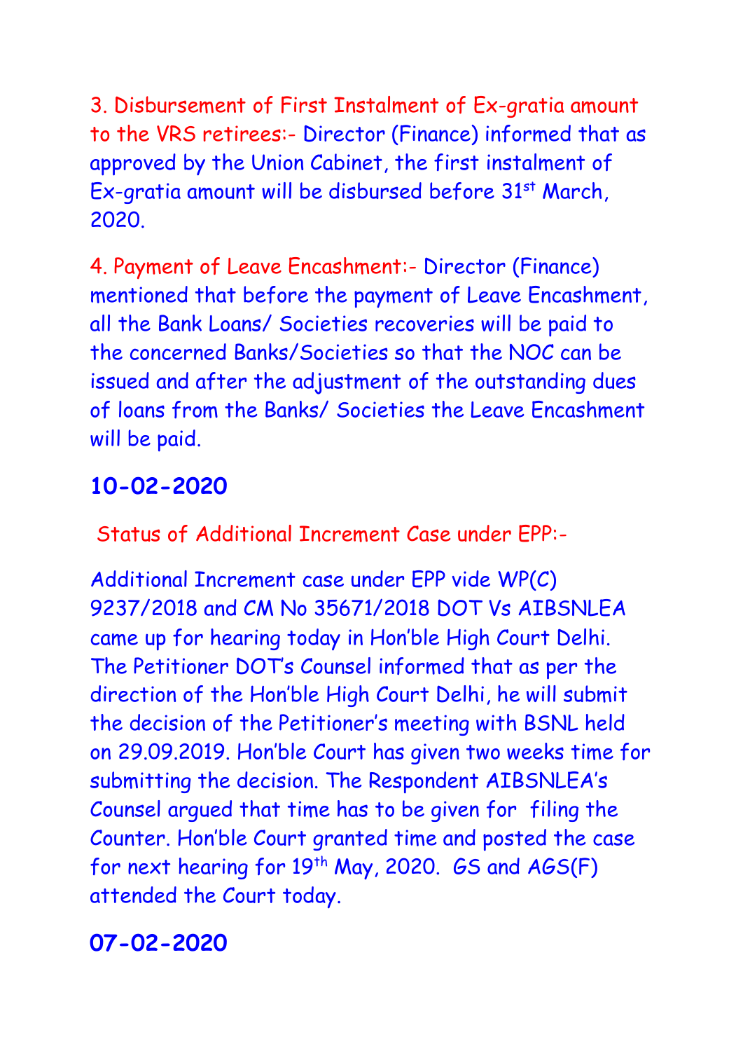3. Disbursement of First Instalment of Ex-gratia amount to the VRS retirees:- Director (Finance) informed that as approved by the Union Cabinet, the first instalment of Ex-gratia amount will be disbursed before 31st March, 2020.

4. Payment of Leave Encashment:- Director (Finance) mentioned that before the payment of Leave Encashment, all the Bank Loans/ Societies recoveries will be paid to the concerned Banks/Societies so that the NOC can be issued and after the adjustment of the outstanding dues of loans from the Banks/ Societies the Leave Encashment will be paid.

## 10-02-2020

Status of Additional Increment Case under EPP:-

Additional Increment case under EPP vide WP(C) 9237/2018 and CM No 35671/2018 DOT Vs AIBSNLEA came up for hearing today in Hon'ble High Court Delhi. The Petitioner DOT's Counsel informed that as per the direction of the Hon'ble High Court Delhi, he will submit the decision of the Petitioner's meeting with BSNL held on 29.09.2019. Hon'ble Court has given two weeks time for submitting the decision. The Respondent AIBSNLEA's Counsel argued that time has to be given for filing the Counter. Hon'ble Court granted time and posted the case for next hearing for 19th May, 2020. GS and AGS(F) attended the Court today.

## 07-02-2020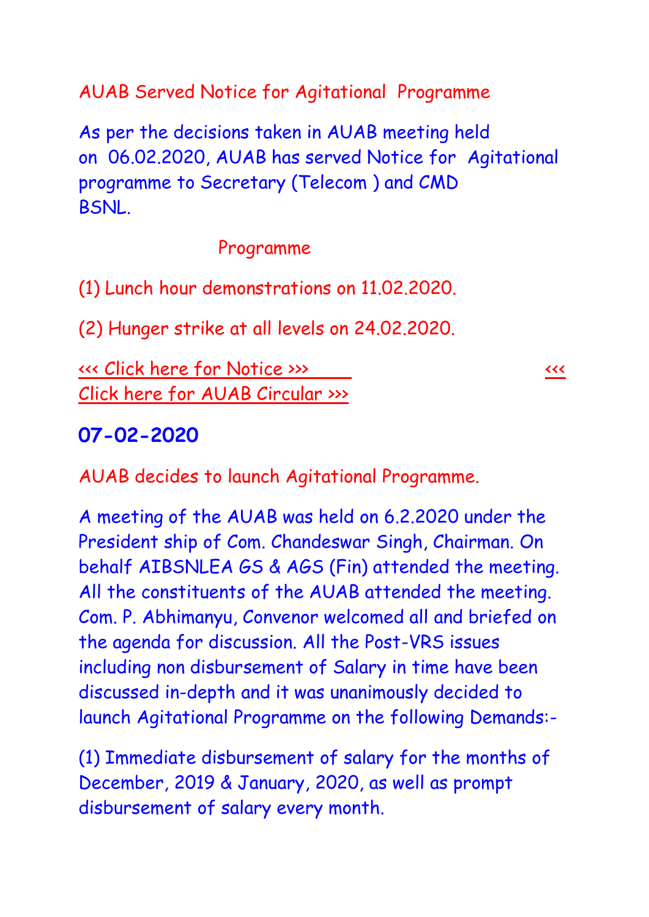AUAB Served Notice for Agitational Programme

As per the decisions taken in AUAB meeting held on 06.02.2020, AUAB has served Notice for Agitational programme to Secretary (Telecom ) and CMD BSNL.

Programme

(1) Lunch hour demonstrations on 11.02.2020.

(2) Hunger strike at all levels on 24.02.2020.

<<< Click here for Notice >>> <<< Click here for AUAB Circular >>>

## 07-02-2020

AUAB decides to launch Agitational Programme.

A meeting of the AUAB was held on 6.2.2020 under the President ship of Com. Chandeswar Singh, Chairman. On behalf AIBSNLEA GS & AGS (Fin) attended the meeting. All the constituents of the AUAB attended the meeting. Com. P. Abhimanyu, Convenor welcomed all and briefed on the agenda for discussion. All the Post-VRS issues including non disbursement of Salary in time have been discussed in-depth and it was unanimously decided to launch Agitational Programme on the following Demands:-

(1) Immediate disbursement of salary for the months of December, 2019 & January, 2020, as well as prompt disbursement of salary every month.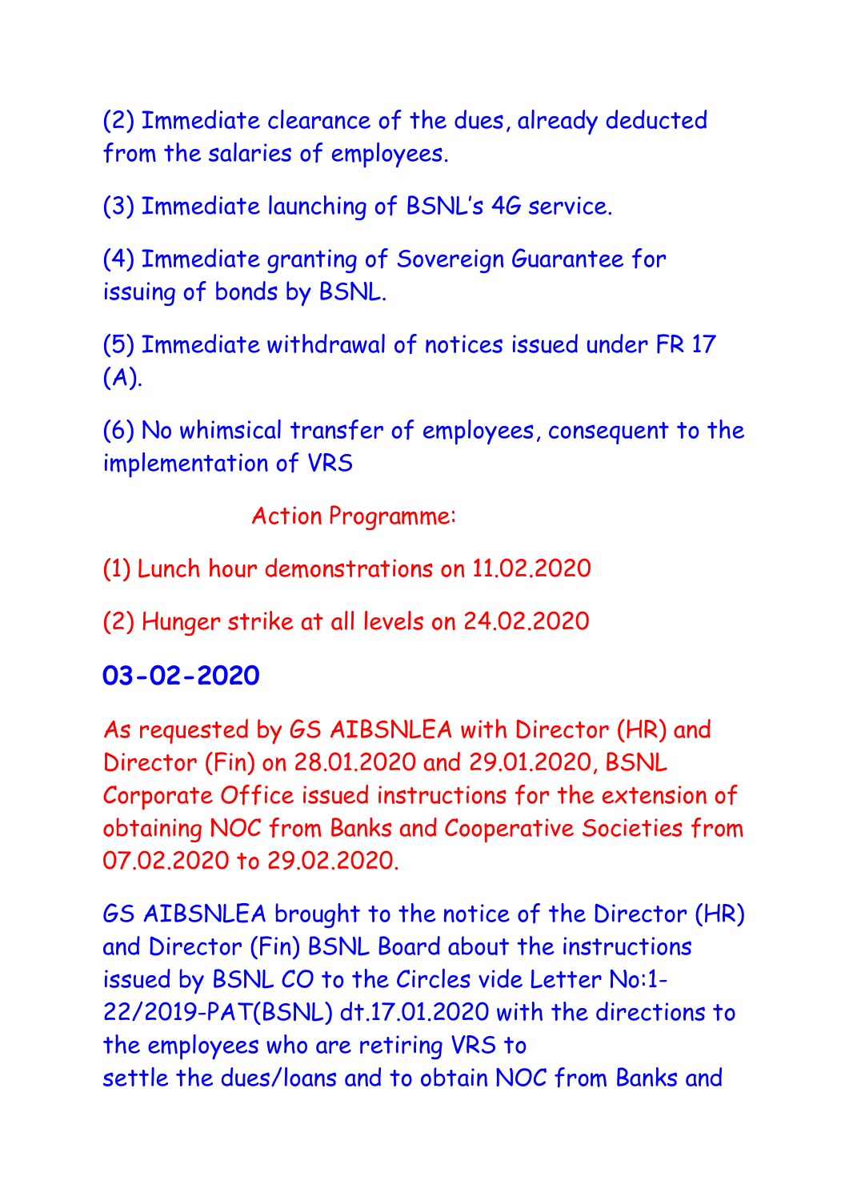(2) Immediate clearance of the dues, already deducted from the salaries of employees.

(3) Immediate launching of BSNL's 4G service.

(4) Immediate granting of Sovereign Guarantee for issuing of bonds by BSNL.

(5) Immediate withdrawal of notices issued under FR 17 (A).

(6) No whimsical transfer of employees, consequent to the implementation of VRS

Action Programme:

(1) Lunch hour demonstrations on 11.02.2020

(2) Hunger strike at all levels on 24.02.2020

## 03-02-2020

As requested by GS AIBSNLEA with Director (HR) and Director (Fin) on 28.01.2020 and 29.01.2020, BSNL Corporate Office issued instructions for the extension of obtaining NOC from Banks and Cooperative Societies from 07.02.2020 to 29.02.2020.

GS AIBSNLEA brought to the notice of the Director (HR) and Director (Fin) BSNL Board about the instructions issued by BSNL CO to the Circles vide Letter No:1-22/2019-PAT(BSNL) dt.17.01.2020 with the directions to the employees who are retiring VRS to settle the dues/loans and to obtain NOC from Banks and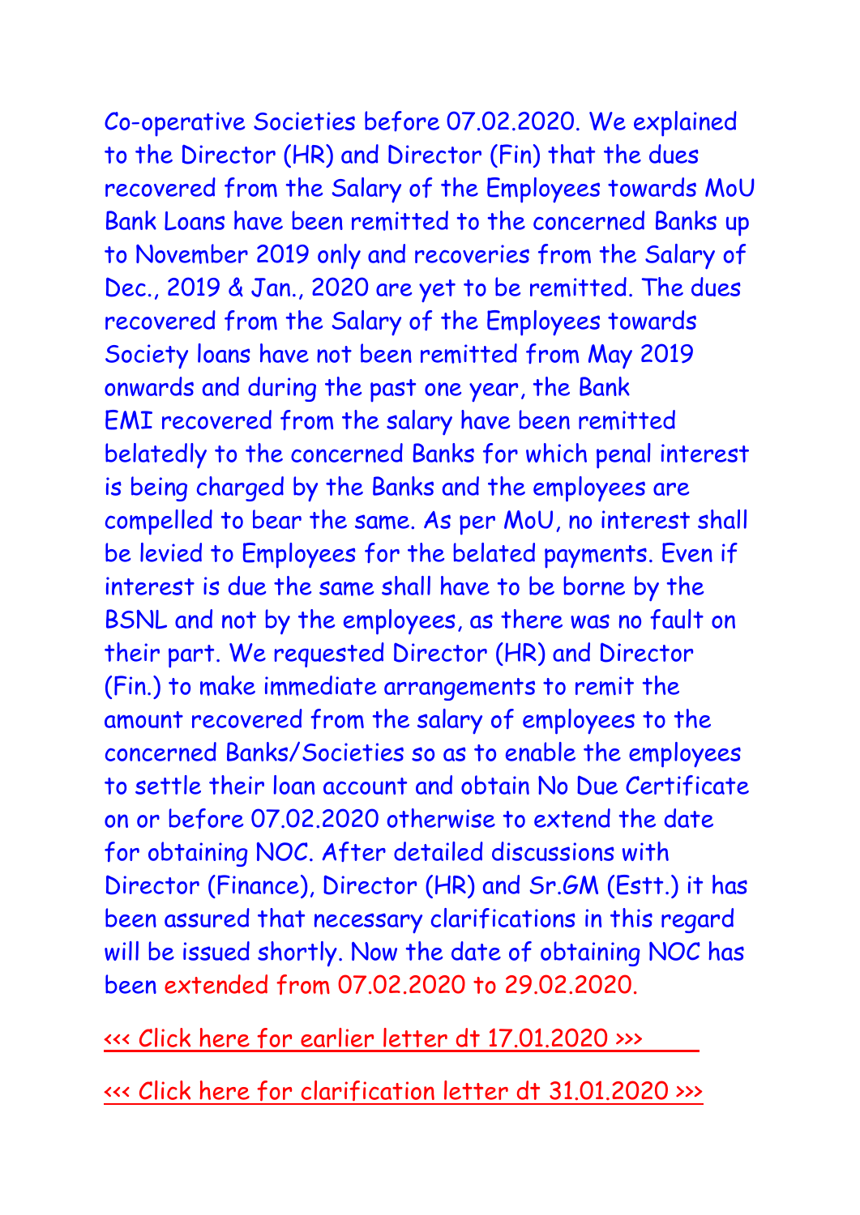Co-operative Societies before 07.02.2020. We explained to the Director (HR) and Director (Fin) that the dues recovered from the Salary of the Employees towards MoU Bank Loans have been remitted to the concerned Banks up to November 2019 only and recoveries from the Salary of Dec., 2019 & Jan., 2020 are yet to be remitted. The dues recovered from the Salary of the Employees towards Society loans have not been remitted from May 2019 onwards and during the past one year, the Bank EMI recovered from the salary have been remitted belatedly to the concerned Banks for which penal interest is being charged by the Banks and the employees are compelled to bear the same. As per MoU, no interest shall be levied to Employees for the belated payments. Even if interest is due the same shall have to be borne by the BSNL and not by the employees, as there was no fault on their part. We requested Director (HR) and Director (Fin.) to make immediate arrangements to remit the amount recovered from the salary of employees to the concerned Banks/Societies so as to enable the employees to settle their loan account and obtain No Due Certificate on or before 07.02.2020 otherwise to extend the date for obtaining NOC. After detailed discussions with Director (Finance), Director (HR) and Sr.GM (Estt.) it has been assured that necessary clarifications in this regard will be issued shortly. Now the date of obtaining NOC has been extended from 07.02.2020 to 29.02.2020.

<<< Click here for earlier letter dt 17.01.2020 >>>

<<< Click here for clarification letter dt 31.01.2020 >>>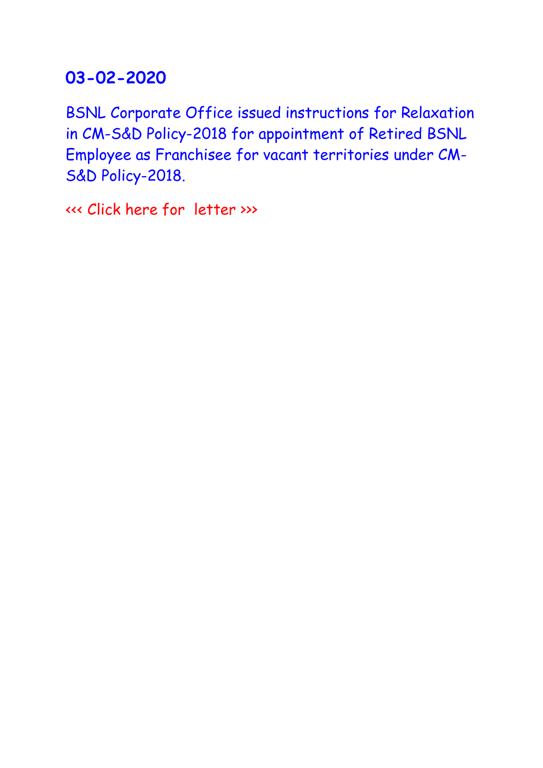## 03-02-2020

BSNL Corporate Office issued instructions for Relaxation in CM-S&D Policy-2018 for appointment of Retired BSNL Employee as Franchisee for vacant territories under CM-S&D Policy-2018.

<<< Click here for letter >>>